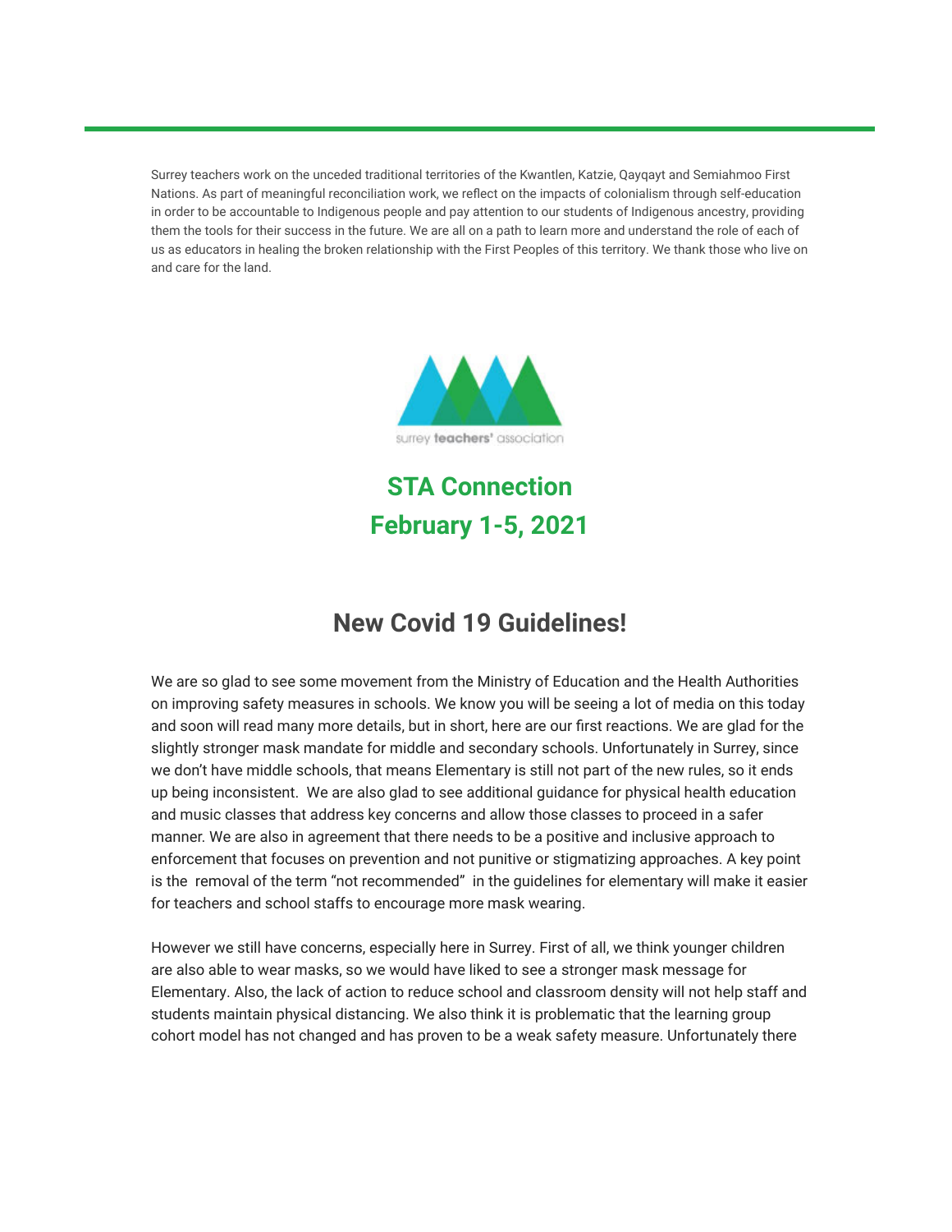Surrey teachers work on the unceded traditional territories of the Kwantlen, Katzie, Qayqayt and Semiahmoo First Nations. As part of meaningful reconciliation work, we reflect on the impacts of colonialism through self-education in order to be accountable to Indigenous people and pay attention to our students of Indigenous ancestry, providing them the tools for their success in the future. We are all on a path to learn more and understand the role of each of us as educators in healing the broken relationship with the First Peoples of this territory. We thank those who live on and care for the land.

surrey teachers' association

# STA Connection
# February 1-5, 2021

## New Covid 19 Guidelines!

We are so glad to see some movement from the Ministry of Education and the Health Authorities on improving safety measures in schools. We know you will be seeing a lot of media on this today and soon will read many more details, but in short, here are our first reactions. We are glad for the slightly stronger mask mandate for middle and secondary schools. Unfortunately in Surrey, since we don't have middle schools, that means Elementary is still not part of the new rules, so it ends up being inconsistent. We are also glad to see additional guidance for physical health education and music classes that address key concerns and allow those classes to proceed in a safer manner. We are also in agreement that there needs to be a positive and inclusive approach to enforcement that focuses on prevention and not punitive or stigmatizing approaches. A key point is the removal of the term "not recommended" in the guidelines for elementary will make it easier for teachers and school staffs to encourage more mask wearing.

However we still have concerns, especially here in Surrey. First of all, we think younger children are also able to wear masks, so we would have liked to see a stronger mask message for Elementary. Also, the lack of action to reduce school and classroom density will not help staff and students maintain physical distancing. We also think it is problematic that the learning group cohort model has not changed and has proven to be a weak safety measure. Unfortunately there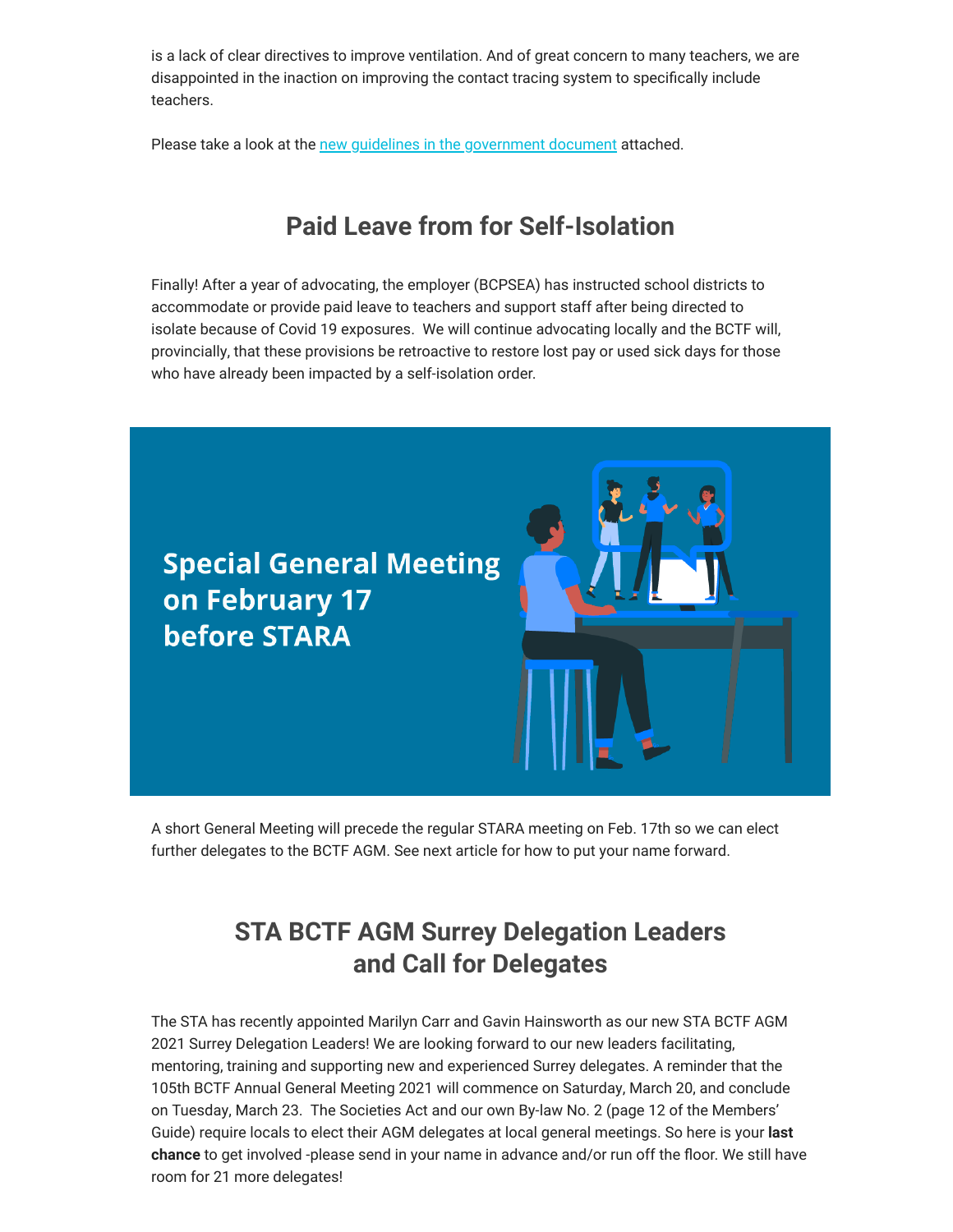is a lack of clear directives to improve ventilation. And of great concern to many teachers, we are disappointed in the inaction on improving the contact tracing system to specifically include teachers.

Please take a look at the new guidelines in the government document attached.

## Paid Leave from for Self-Isolation

Finally! After a year of advocating, the employer (BCPSEA) has instructed school districts to accommodate or provide paid leave to teachers and support staff after being directed to isolate because of Covid 19 exposures. We will continue advocating locally and the BCTF will, provincially, that these provisions be retroactive to restore lost pay or used sick days for those who have already been impacted by a self-isolation order.

## Special General Meeting on February 17 before STARA

A short General Meeting will precede the regular STARA meeting on Feb. 17th so we can elect further delegates to the BCTF AGM. See next article for how to put your name forward.

## STA BCTF AGM Surrey Delegation Leaders and Call for Delegates

The STA has recently appointed Marilyn Carr and Gavin Hainsworth as our new STA BCTF AGM 2021 Surrey Delegation Leaders! We are looking forward to our new leaders facilitating, mentoring, training and supporting new and experienced Surrey delegates. A reminder that the 105th BCTF Annual General Meeting 2021 will commence on Saturday, March 20, and conclude on Tuesday, March 23. The Societies Act and our own By-law No. 2 (page 12 of the Members' Guide) require locals to elect their AGM delegates at local general meetings. So here is your **last chance** to get involved -please send in your name in advance and/or run off the floor. We still have room for 21 more delegates!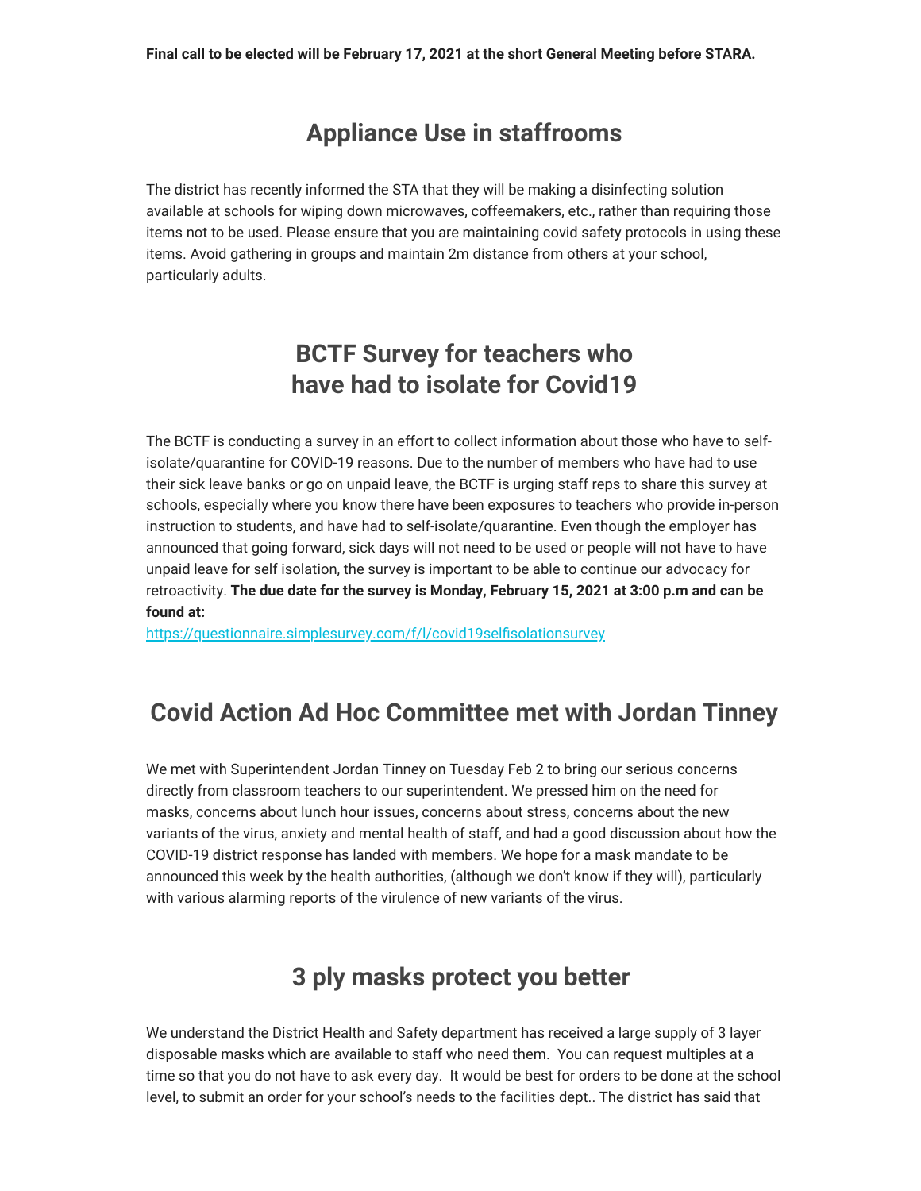**Final call to be elected will be February 17, 2021 at the short General Meeting before STARA.**

## Appliance Use in staffrooms

The district has recently informed the STA that they will be making a disinfecting solution available at schools for wiping down microwaves, coffeemakers, etc., rather than requiring those items not to be used. Please ensure that you are maintaining covid safety protocols in using these items. Avoid gathering in groups and maintain 2m distance from others at your school, particularly adults.

## BCTF Survey for teachers who have had to isolate for Covid19

The BCTF is conducting a survey in an effort to collect information about those who have to self-isolate/quarantine for COVID-19 reasons. Due to the number of members who have had to use their sick leave banks or go on unpaid leave, the BCTF is urging staff reps to share this survey at schools, especially where you know there have been exposures to teachers who provide in-person instruction to students, and have had to self-isolate/quarantine. Even though the employer has announced that going forward, sick days will not need to be used or people will not have to have unpaid leave for self isolation, the survey is important to be able to continue our advocacy for retroactivity. **The due date for the survey is Monday, February 15, 2021 at 3:00 p.m and can be found at:**
https://questionnaire.simplesurvey.com/f/l/covid19selfisolationsurvey

## Covid Action Ad Hoc Committee met with Jordan Tinney

We met with Superintendent Jordan Tinney on Tuesday Feb 2 to bring our serious concerns directly from classroom teachers to our superintendent. We pressed him on the need for masks, concerns about lunch hour issues, concerns about stress, concerns about the new variants of the virus, anxiety and mental health of staff, and had a good discussion about how the COVID-19 district response has landed with members. We hope for a mask mandate to be announced this week by the health authorities, (although we don't know if they will), particularly with various alarming reports of the virulence of new variants of the virus.

## 3 ply masks protect you better

We understand the District Health and Safety department has received a large supply of 3 layer disposable masks which are available to staff who need them. You can request multiples at a time so that you do not have to ask every day. It would be best for orders to be done at the school level, to submit an order for your school's needs to the facilities dept.. The district has said that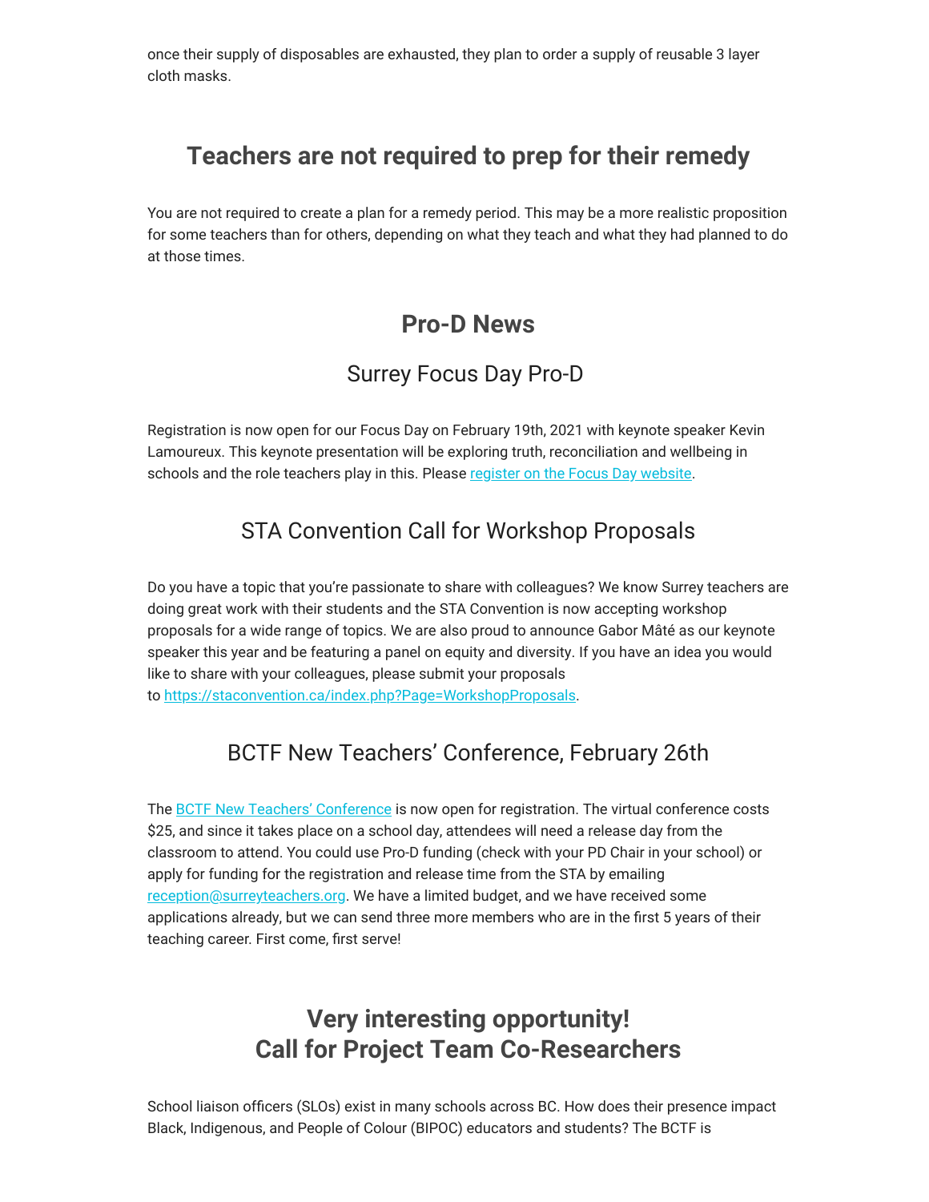once their supply of disposables are exhausted, they plan to order a supply of reusable 3 layer cloth masks.

## Teachers are not required to prep for their remedy

You are not required to create a plan for a remedy period. This may be a more realistic proposition for some teachers than for others, depending on what they teach and what they had planned to do at those times.

## Pro-D News

### Surrey Focus Day Pro-D

Registration is now open for our Focus Day on February 19th, 2021 with keynote speaker Kevin Lamoureux. This keynote presentation will be exploring truth, reconciliation and wellbeing in schools and the role teachers play in this. Please register on the Focus Day website.

### STA Convention Call for Workshop Proposals

Do you have a topic that you're passionate to share with colleagues? We know Surrey teachers are doing great work with their students and the STA Convention is now accepting workshop proposals for a wide range of topics. We are also proud to announce Gabor Mâté as our keynote speaker this year and be featuring a panel on equity and diversity. If you have an idea you would like to share with your colleagues, please submit your proposals to https://staconvention.ca/index.php?Page=WorkshopProposals.

### BCTF New Teachers' Conference, February 26th

The BCTF New Teachers' Conference is now open for registration. The virtual conference costs $25, and since it takes place on a school day, attendees will need a release day from the classroom to attend. You could use Pro-D funding (check with your PD Chair in your school) or apply for funding for the registration and release time from the STA by emailing reception@surreyteachers.org. We have a limited budget, and we have received some applications already, but we can send three more members who are in the first 5 years of their teaching career. First come, first serve!

## Very interesting opportunity!
## Call for Project Team Co-Researchers

School liaison officers (SLOs) exist in many schools across BC. How does their presence impact Black, Indigenous, and People of Colour (BIPOC) educators and students? The BCTF is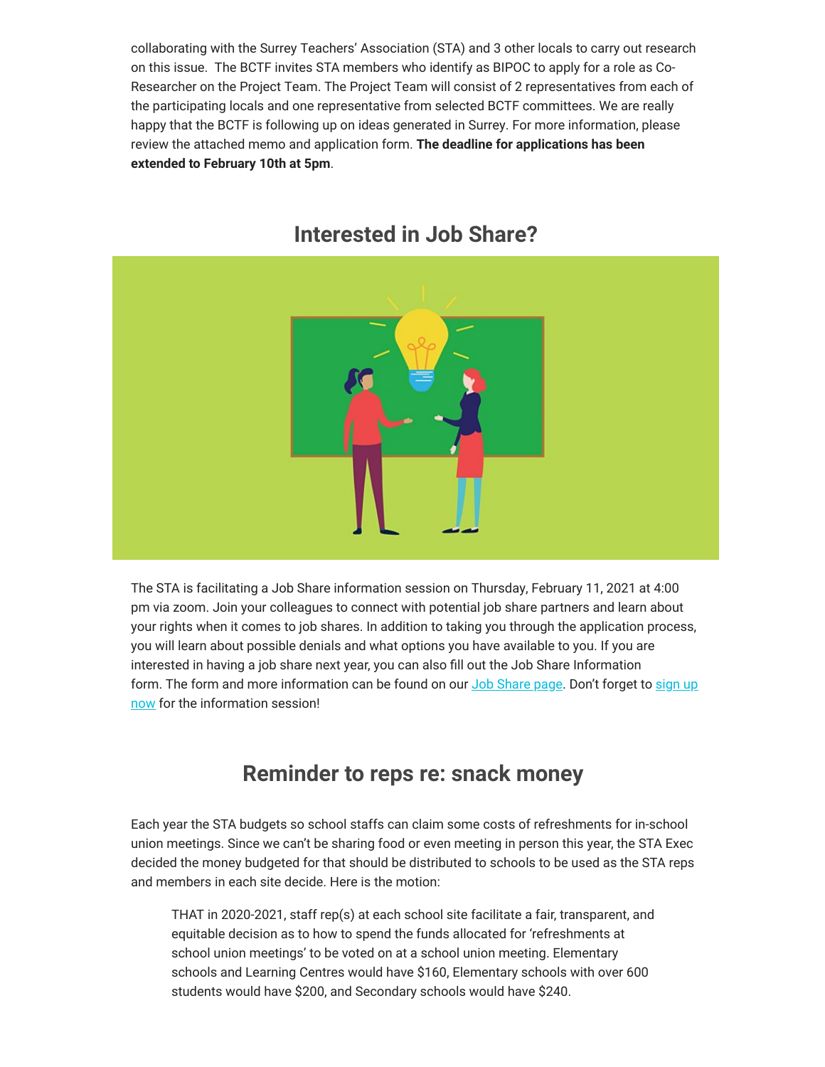collaborating with the Surrey Teachers' Association (STA) and 3 other locals to carry out research on this issue. The BCTF invites STA members who identify as BIPOC to apply for a role as Co-Researcher on the Project Team. The Project Team will consist of 2 representatives from each of the participating locals and one representative from selected BCTF committees. We are really happy that the BCTF is following up on ideas generated in Surrey. For more information, please review the attached memo and application form. **The deadline for applications has been extended to February 10th at 5pm**.

## Interested in Job Share?

The STA is facilitating a Job Share information session on Thursday, February 11, 2021 at 4:00 pm via zoom. Join your colleagues to connect with potential job share partners and learn about your rights when it comes to job shares. In addition to taking you through the application process, you will learn about possible denials and what options you have available to you. If you are interested in having a job share next year, you can also fill out the Job Share Information form. The form and more information can be found on our [Job Share page](). Don't forget to [sign up now]() for the information session!

## Reminder to reps re: snack money

Each year the STA budgets so school staffs can claim some costs of refreshments for in-school union meetings. Since we can't be sharing food or even meeting in person this year, the STA Exec decided the money budgeted for that should be distributed to schools to be used as the STA reps and members in each site decide. Here is the motion:

> THAT in 2020-2021, staff rep(s) at each school site facilitate a fair, transparent, and equitable decision as to how to spend the funds allocated for 'refreshments at school union meetings' to be voted on at a school union meeting. Elementary schools and Learning Centres would have $160, Elementary schools with over 600 students would have $200, and Secondary schools would have $240.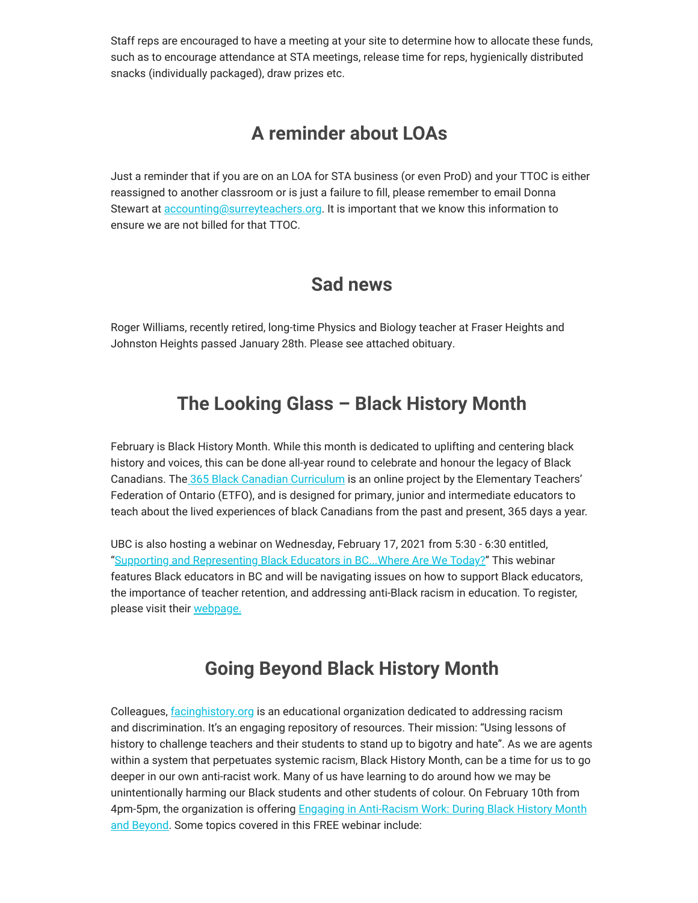Staff reps are encouraged to have a meeting at your site to determine how to allocate these funds, such as to encourage attendance at STA meetings, release time for reps, hygienically distributed snacks (individually packaged), draw prizes etc.

## A reminder about LOAs

Just a reminder that if you are on an LOA for STA business (or even ProD) and your TTOC is either reassigned to another classroom or is just a failure to fill, please remember to email Donna Stewart at accounting@surreyteachers.org. It is important that we know this information to ensure we are not billed for that TTOC.

## Sad news

Roger Williams, recently retired, long-time Physics and Biology teacher at Fraser Heights and Johnston Heights passed January 28th. Please see attached obituary.

## The Looking Glass – Black History Month

February is Black History Month. While this month is dedicated to uplifting and centering black history and voices, this can be done all-year round to celebrate and honour the legacy of Black Canadians. The 365 Black Canadian Curriculum is an online project by the Elementary Teachers' Federation of Ontario (ETFO), and is designed for primary, junior and intermediate educators to teach about the lived experiences of black Canadians from the past and present, 365 days a year.

UBC is also hosting a webinar on Wednesday, February 17, 2021 from 5:30 - 6:30 entitled, "Supporting and Representing Black Educators in BC...Where Are We Today?" This webinar features Black educators in BC and will be navigating issues on how to support Black educators, the importance of teacher retention, and addressing anti-Black racism in education. To register, please visit their webpage.

## Going Beyond Black History Month

Colleagues, facinghistory.org is an educational organization dedicated to addressing racism and discrimination. It's an engaging repository of resources. Their mission: "Using lessons of history to challenge teachers and their students to stand up to bigotry and hate". As we are agents within a system that perpetuates systemic racism, Black History Month, can be a time for us to go deeper in our own anti-racist work. Many of us have learning to do around how we may be unintentionally harming our Black students and other students of colour. On February 10th from 4pm-5pm, the organization is offering Engaging in Anti-Racism Work: During Black History Month and Beyond. Some topics covered in this FREE webinar include: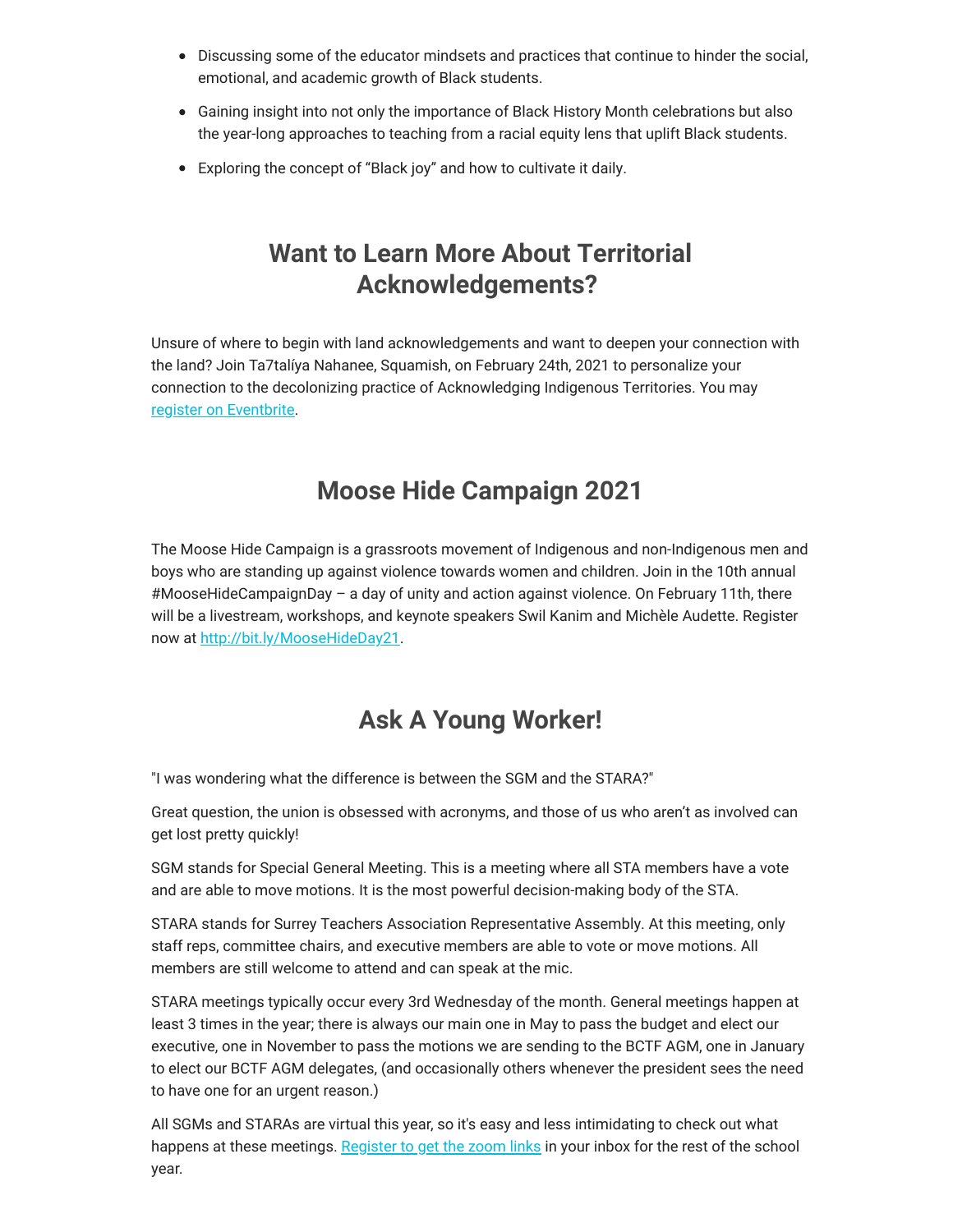- Discussing some of the educator mindsets and practices that continue to hinder the social, emotional, and academic growth of Black students.
- Gaining insight into not only the importance of Black History Month celebrations but also the year-long approaches to teaching from a racial equity lens that uplift Black students.
- Exploring the concept of "Black joy" and how to cultivate it daily.

## Want to Learn More About Territorial Acknowledgements?

Unsure of where to begin with land acknowledgements and want to deepen your connection with the land? Join Ta7talíya Nahanee, Squamish, on February 24th, 2021 to personalize your connection to the decolonizing practice of Acknowledging Indigenous Territories. You may register on Eventbrite.

## Moose Hide Campaign 2021

The Moose Hide Campaign is a grassroots movement of Indigenous and non-Indigenous men and boys who are standing up against violence towards women and children. Join in the 10th annual #MooseHideCampaignDay – a day of unity and action against violence. On February 11th, there will be a livestream, workshops, and keynote speakers Swil Kanim and Michèle Audette. Register now at http://bit.ly/MooseHideDay21.

## Ask A Young Worker!

"I was wondering what the difference is between the SGM and the STARA?"

Great question, the union is obsessed with acronyms, and those of us who aren't as involved can get lost pretty quickly!

SGM stands for Special General Meeting. This is a meeting where all STA members have a vote and are able to move motions. It is the most powerful decision-making body of the STA.

STARA stands for Surrey Teachers Association Representative Assembly. At this meeting, only staff reps, committee chairs, and executive members are able to vote or move motions. All members are still welcome to attend and can speak at the mic.

STARA meetings typically occur every 3rd Wednesday of the month. General meetings happen at least 3 times in the year; there is always our main one in May to pass the budget and elect our executive, one in November to pass the motions we are sending to the BCTF AGM, one in January to elect our BCTF AGM delegates, (and occasionally others whenever the president sees the need to have one for an urgent reason.)

All SGMs and STARAs are virtual this year, so it's easy and less intimidating to check out what happens at these meetings. Register to get the zoom links in your inbox for the rest of the school year.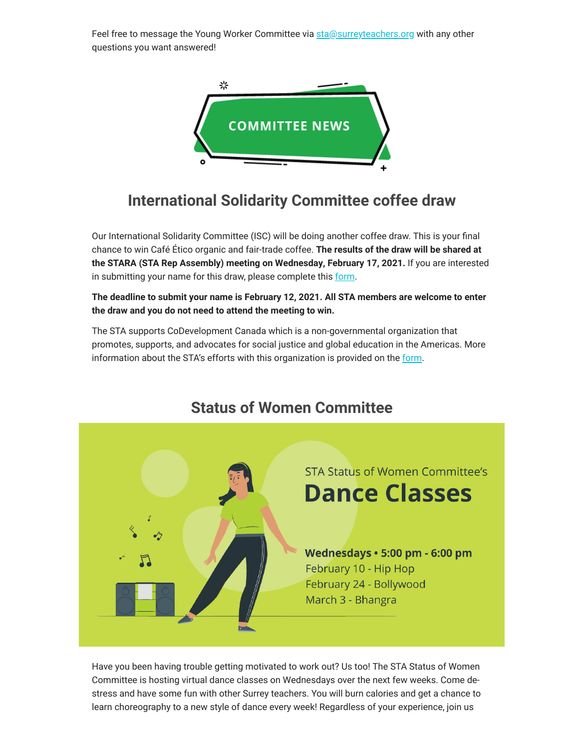Feel free to message the Young Worker Committee via [sta@surreyteachers.org](mailto:sta@surreyteachers.org) with any other questions you want answered!

COMMITTEE NEWS

## International Solidarity Committee coffee draw

Our International Solidarity Committee (ISC) will be doing another coffee draw. This is your final chance to win Café Ético organic and fair-trade coffee. **The results of the draw will be shared at the STARA (STA Rep Assembly) meeting on Wednesday, February 17, 2021.** If you are interested in submitting your name for this draw, please complete this form.

**The deadline to submit your name is February 12, 2021. All STA members are welcome to enter the draw and you do not need to attend the meeting to win.**

The STA supports CoDevelopment Canada which is a non-governmental organization that promotes, supports, and advocates for social justice and global education in the Americas. More information about the STA's efforts with this organization is provided on the form.

## Status of Women Committee

STA Status of Women Committee's

**Dance Classes**

**Wednesdays • 5:00 pm - 6:00 pm**

February 10 - Hip Hop

February 24 - Bollywood

March 3 - Bhangra

Have you been having trouble getting motivated to work out? Us too! The STA Status of Women Committee is hosting virtual dance classes on Wednesdays over the next few weeks. Come de-stress and have some fun with other Surrey teachers. You will burn calories and get a chance to learn choreography to a new style of dance every week! Regardless of your experience, join us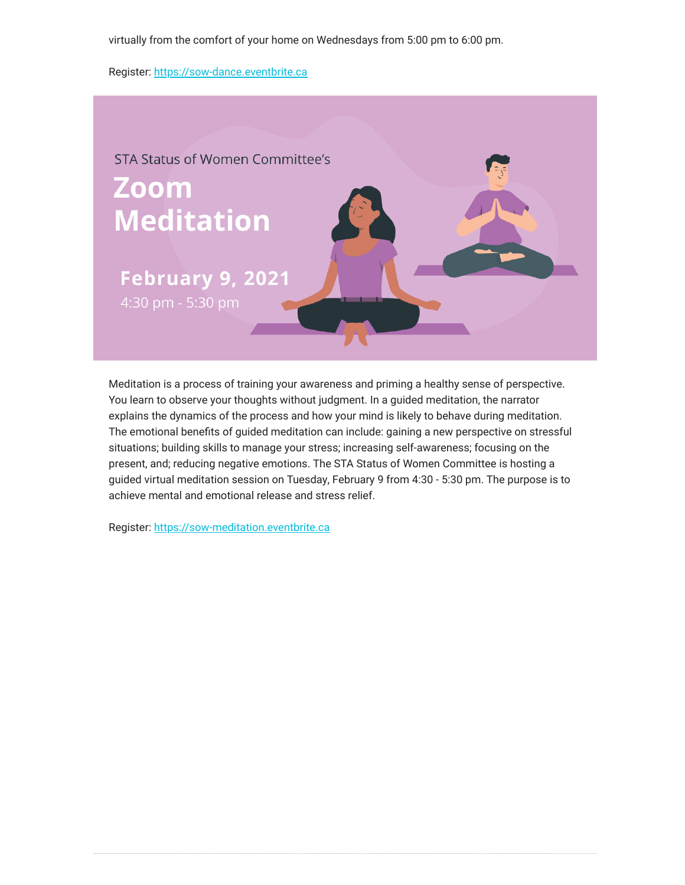virtually from the comfort of your home on Wednesdays from 5:00 pm to 6:00 pm.

Register: https://sow-dance.eventbrite.ca

STA Status of Women Committee's

**Zoom Meditation**

**February 9, 2021**

4:30 pm - 5:30 pm

Meditation is a process of training your awareness and priming a healthy sense of perspective. You learn to observe your thoughts without judgment. In a guided meditation, the narrator explains the dynamics of the process and how your mind is likely to behave during meditation. The emotional benefits of guided meditation can include: gaining a new perspective on stressful situations; building skills to manage your stress; increasing self-awareness; focusing on the present, and; reducing negative emotions. The STA Status of Women Committee is hosting a guided virtual meditation session on Tuesday, February 9 from 4:30 - 5:30 pm. The purpose is to achieve mental and emotional release and stress relief.

Register: https://sow-meditation.eventbrite.ca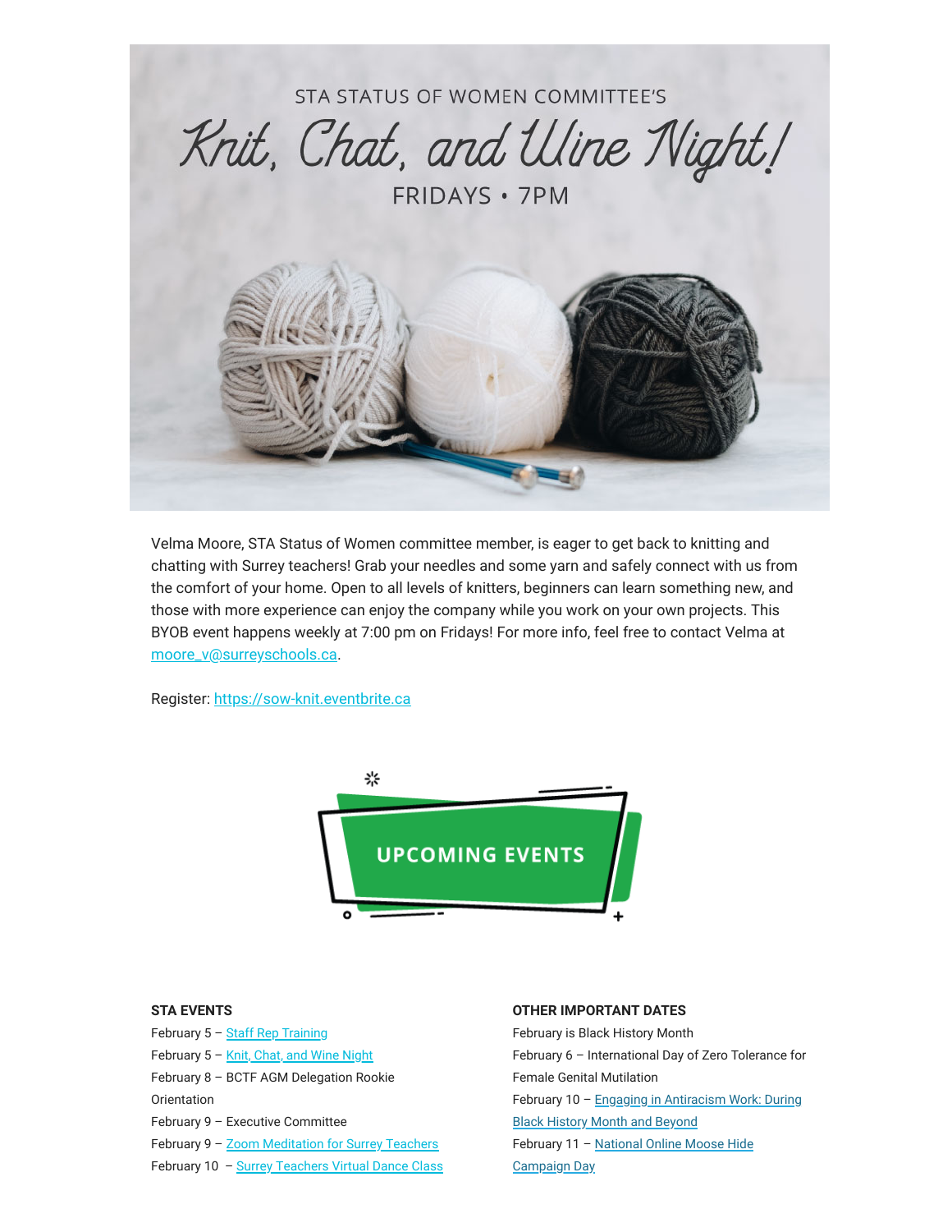STA STATUS OF WOMEN COMMITTEE'S

# Knit, Chat, and Wine Night!

FRIDAYS • 7PM

Velma Moore, STA Status of Women committee member, is eager to get back to knitting and chatting with Surrey teachers! Grab your needles and some yarn and safely connect with us from the comfort of your home. Open to all levels of knitters, beginners can learn something new, and those with more experience can enjoy the company while you work on your own projects. This BYOB event happens weekly at 7:00 pm on Fridays! For more info, feel free to contact Velma at moore_v@surreyschools.ca.

Register: https://sow-knit.eventbrite.ca

## UPCOMING EVENTS

**STA EVENTS**

February 5 – Staff Rep Training
February 5 – Knit, Chat, and Wine Night
February 8 – BCTF AGM Delegation Rookie Orientation
February 9 – Executive Committee
February 9 – Zoom Meditation for Surrey Teachers
February 10 – Surrey Teachers Virtual Dance Class

**OTHER IMPORTANT DATES**

February is Black History Month
February 6 – International Day of Zero Tolerance for Female Genital Mutilation
February 10 – Engaging in Antiracism Work: During Black History Month and Beyond
February 11 – National Online Moose Hide Campaign Day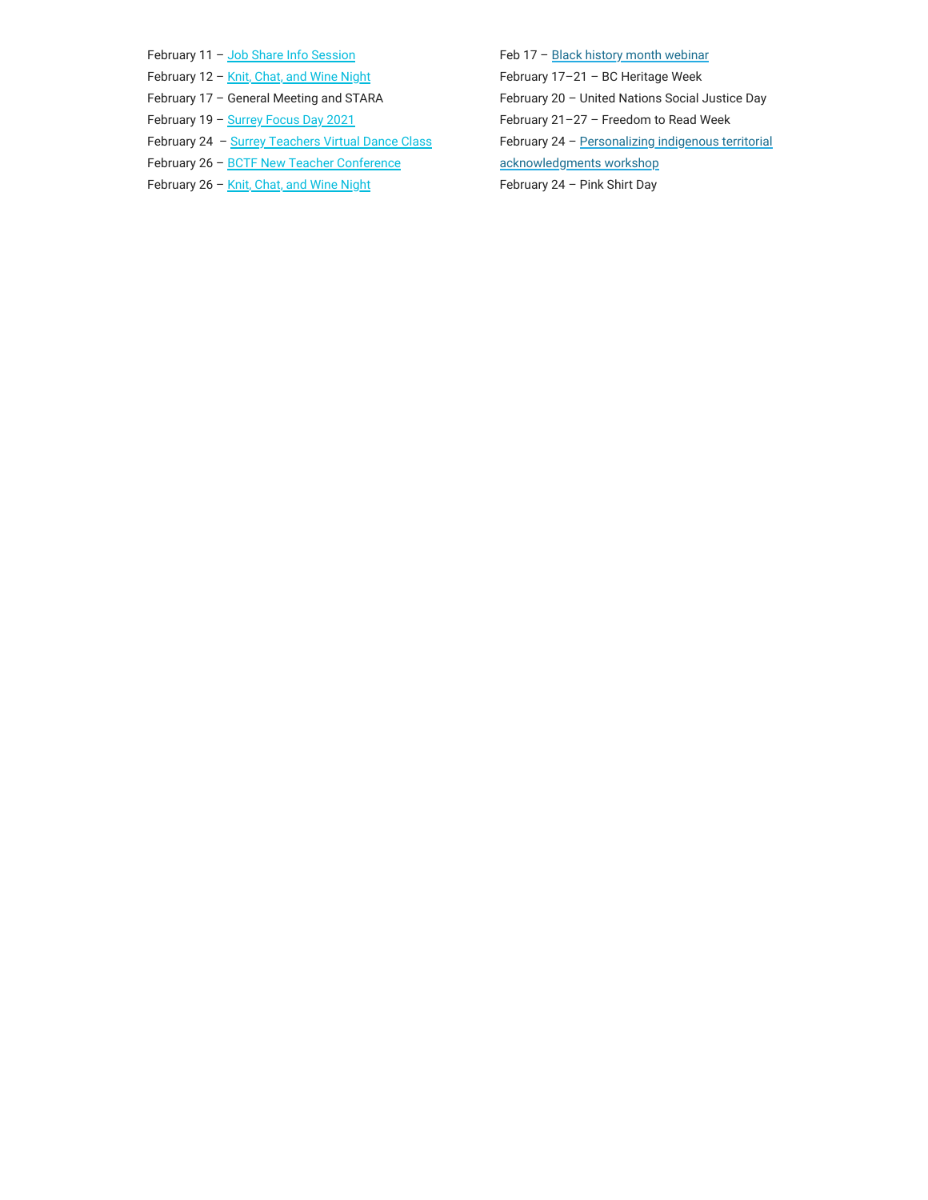February 11 – Job Share Info Session

February 12 – Knit, Chat, and Wine Night

February 17 – General Meeting and STARA

February 19 – Surrey Focus Day 2021

February 24 – Surrey Teachers Virtual Dance Class

February 26 – BCTF New Teacher Conference

February 26 – Knit, Chat, and Wine Night

Feb 17 – Black history month webinar

February 17–21 – BC Heritage Week

February 20 – United Nations Social Justice Day

February 21–27 – Freedom to Read Week

February 24 – Personalizing indigenous territorial acknowledgments workshop

February 24 – Pink Shirt Day